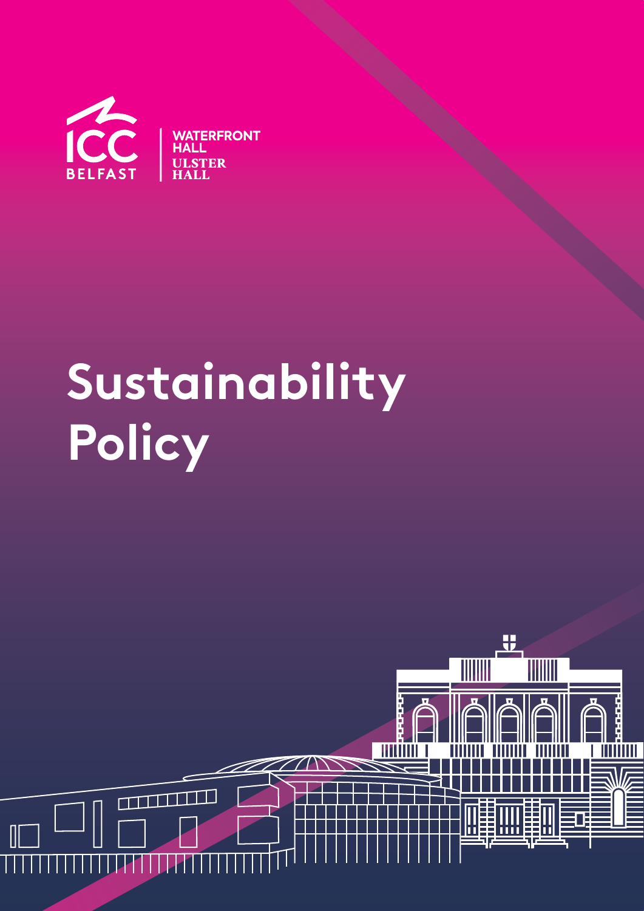ICC BELFAST

WATERFRONT HALL
ULSTER HALL

# Sustainability Policy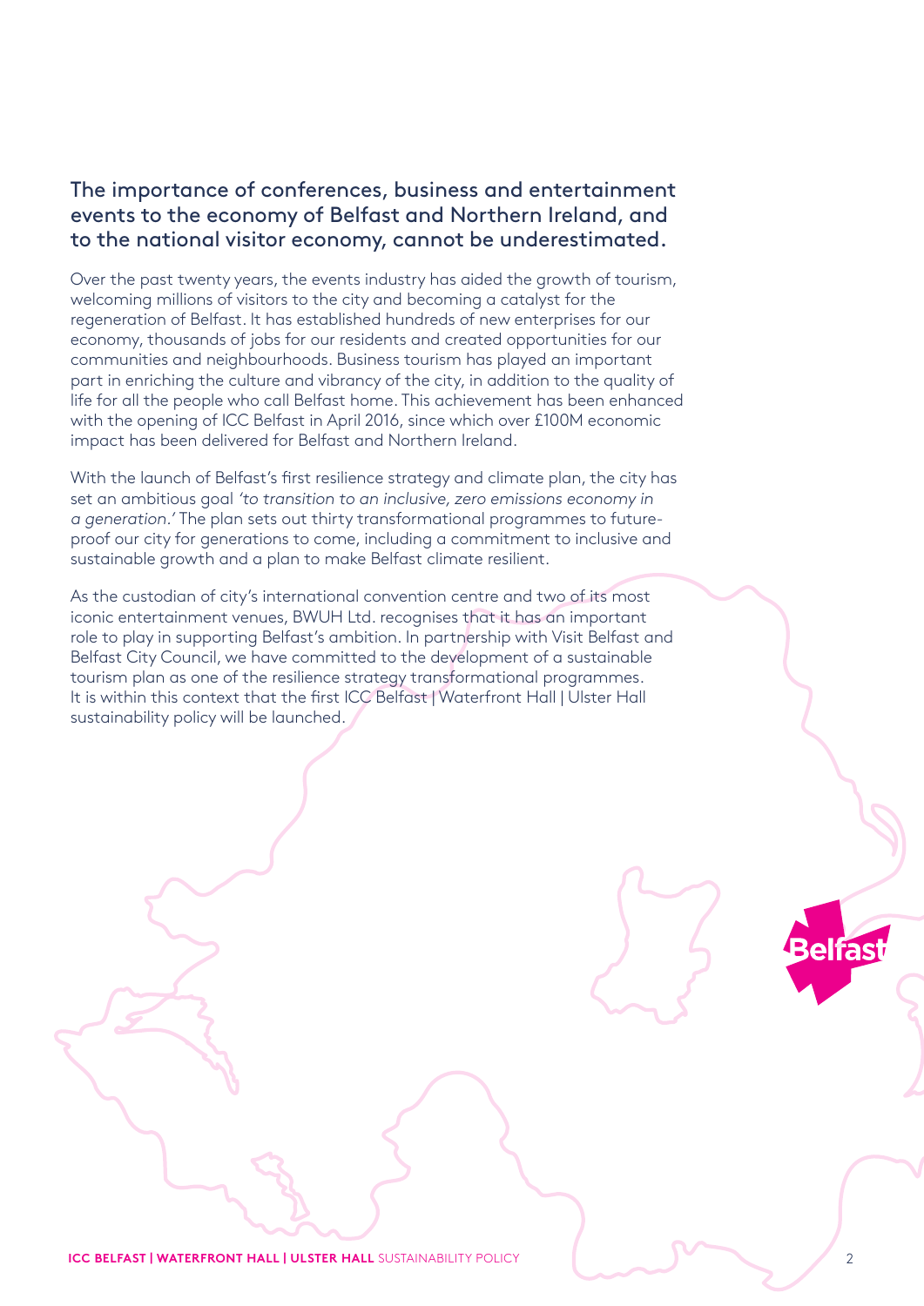## The importance of conferences, business and entertainment events to the economy of Belfast and Northern Ireland, and to the national visitor economy, cannot be underestimated.

Over the past twenty years, the events industry has aided the growth of tourism, welcoming millions of visitors to the city and becoming a catalyst for the regeneration of Belfast. It has established hundreds of new enterprises for our economy, thousands of jobs for our residents and created opportunities for our communities and neighbourhoods. Business tourism has played an important part in enriching the culture and vibrancy of the city, in addition to the quality of life for all the people who call Belfast home. This achievement has been enhanced with the opening of ICC Belfast in April 2016, since which over £100M economic impact has been delivered for Belfast and Northern Ireland.

With the launch of Belfast's first resilience strategy and climate plan, the city has set an ambitious goal *'to transition to an inclusive, zero emissions economy in a generation.'* The plan sets out thirty transformational programmes to future-proof our city for generations to come, including a commitment to inclusive and sustainable growth and a plan to make Belfast climate resilient.

As the custodian of city's international convention centre and two of its most iconic entertainment venues, BWUH Ltd. recognises that it has an important role to play in supporting Belfast's ambition. In partnership with Visit Belfast and Belfast City Council, we have committed to the development of a sustainable tourism plan as one of the resilience strategy transformational programmes. It is within this context that the first ICC Belfast | Waterfront Hall | Ulster Hall sustainability policy will be launched.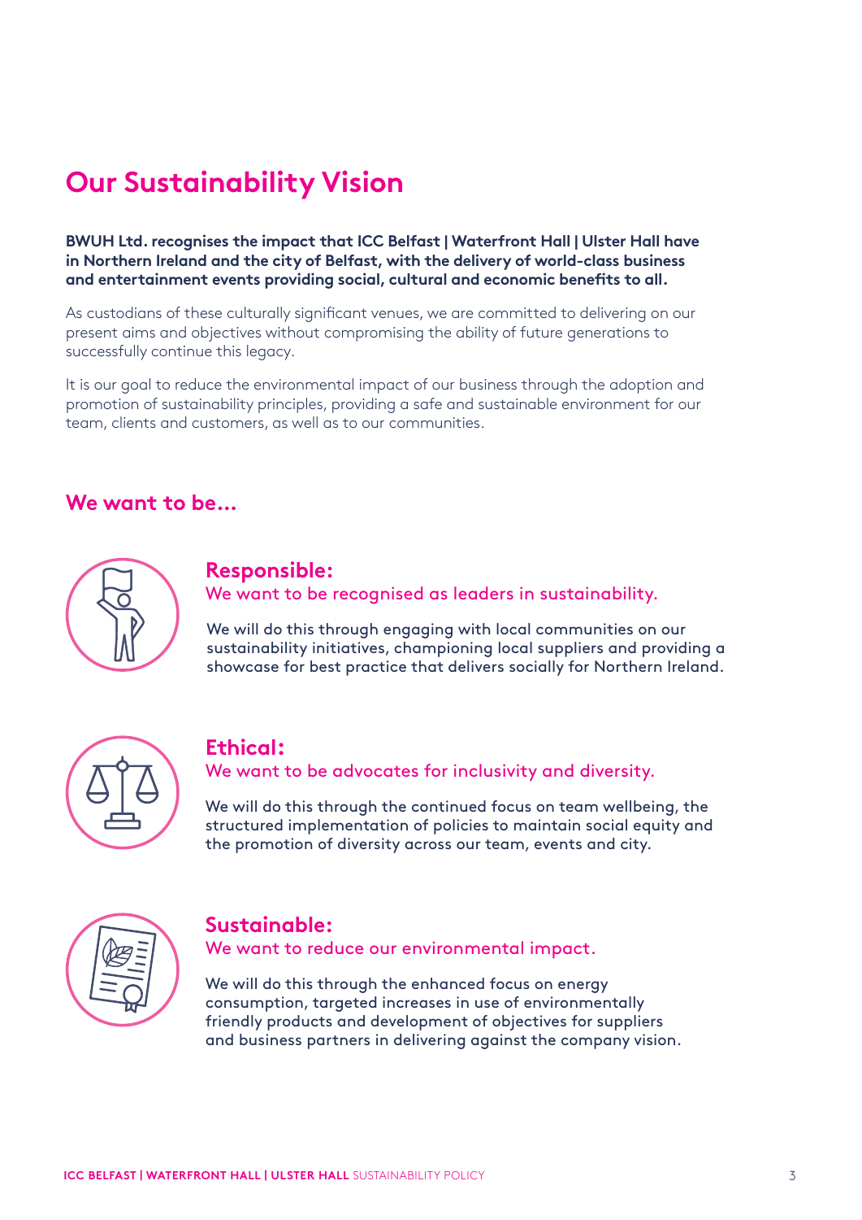# Our Sustainability Vision

**BWUH Ltd. recognises the impact that ICC Belfast | Waterfront Hall | Ulster Hall have in Northern Ireland and the city of Belfast, with the delivery of world-class business and entertainment events providing social, cultural and economic benefits to all.**

As custodians of these culturally significant venues, we are committed to delivering on our present aims and objectives without compromising the ability of future generations to successfully continue this legacy.

It is our goal to reduce the environmental impact of our business through the adoption and promotion of sustainability principles, providing a safe and sustainable environment for our team, clients and customers, as well as to our communities.

## We want to be...

### Responsible:

We want to be recognised as leaders in sustainability.

We will do this through engaging with local communities on our sustainability initiatives, championing local suppliers and providing a showcase for best practice that delivers socially for Northern Ireland.

### Ethical:

We want to be advocates for inclusivity and diversity.

We will do this through the continued focus on team wellbeing, the structured implementation of policies to maintain social equity and the promotion of diversity across our team, events and city.

### Sustainable:

We want to reduce our environmental impact.

We will do this through the enhanced focus on energy consumption, targeted increases in use of environmentally friendly products and development of objectives for suppliers and business partners in delivering against the company vision.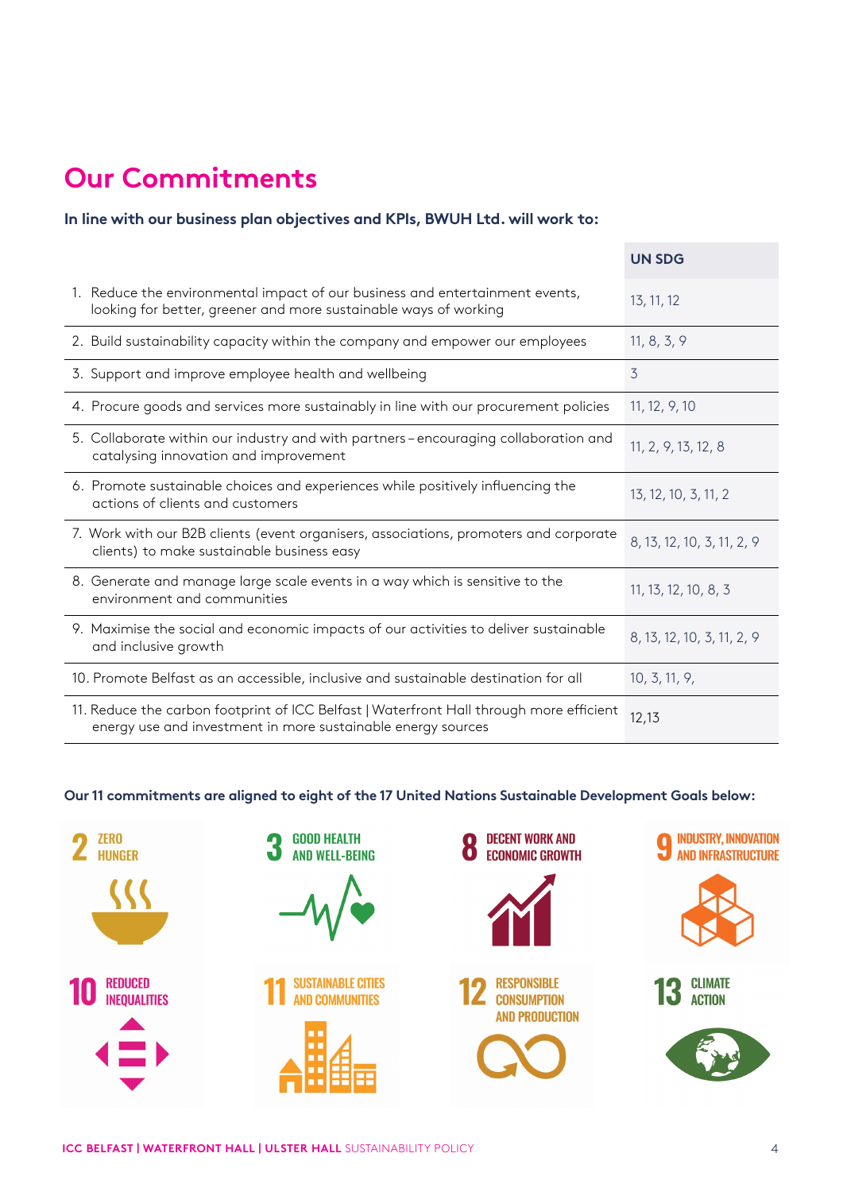# Our Commitments

**In line with our business plan objectives and KPIs, BWUH Ltd. will work to:**

| | UN SDG |
|---|---|
| 1. Reduce the environmental impact of our business and entertainment events, looking for better, greener and more sustainable ways of working | 13, 11, 12 |
| 2. Build sustainability capacity within the company and empower our employees | 11, 8, 3, 9 |
| 3. Support and improve employee health and wellbeing | 3 |
| 4. Procure goods and services more sustainably in line with our procurement policies | 11, 12, 9, 10 |
| 5. Collaborate within our industry and with partners – encouraging collaboration and catalysing innovation and improvement | 11, 2, 9, 13, 12, 8 |
| 6. Promote sustainable choices and experiences while positively influencing the actions of clients and customers | 13, 12, 10, 3, 11, 2 |
| 7. Work with our B2B clients (event organisers, associations, promoters and corporate clients) to make sustainable business easy | 8, 13, 12, 10, 3, 11, 2, 9 |
| 8. Generate and manage large scale events in a way which is sensitive to the environment and communities | 11, 13, 12, 10, 8, 3 |
| 9. Maximise the social and economic impacts of our activities to deliver sustainable and inclusive growth | 8, 13, 12, 10, 3, 11, 2, 9 |
| 10. Promote Belfast as an accessible, inclusive and sustainable destination for all | 10, 3, 11, 9, |
| 11. Reduce the carbon footprint of ICC Belfast \| Waterfront Hall through more efficient energy use and investment in more sustainable energy sources | 12,13 |

**Our 11 commitments are aligned to eight of the 17 United Nations Sustainable Development Goals below:**

- 2 ZERO HUNGER
- 3 GOOD HEALTH AND WELL-BEING
- 8 DECENT WORK AND ECONOMIC GROWTH
- 9 INDUSTRY, INNOVATION AND INFRASTRUCTURE
- 10 REDUCED INEQUALITIES
- 11 SUSTAINABLE CITIES AND COMMUNITIES
- 12 RESPONSIBLE CONSUMPTION AND PRODUCTION
- 13 CLIMATE ACTION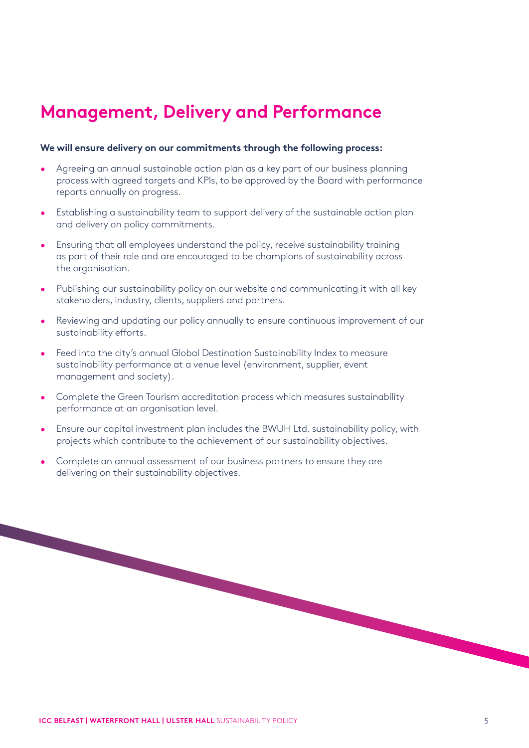## Management, Delivery and Performance

**We will ensure delivery on our commitments through the following process:**

- Agreeing an annual sustainable action plan as a key part of our business planning process with agreed targets and KPIs, to be approved by the Board with performance reports annually on progress.
- Establishing a sustainability team to support delivery of the sustainable action plan and delivery on policy commitments.
- Ensuring that all employees understand the policy, receive sustainability training as part of their role and are encouraged to be champions of sustainability across the organisation.
- Publishing our sustainability policy on our website and communicating it with all key stakeholders, industry, clients, suppliers and partners.
- Reviewing and updating our policy annually to ensure continuous improvement of our sustainability efforts.
- Feed into the city's annual Global Destination Sustainability Index to measure sustainability performance at a venue level (environment, supplier, event management and society).
- Complete the Green Tourism accreditation process which measures sustainability performance at an organisation level.
- Ensure our capital investment plan includes the BWUH Ltd. sustainability policy, with projects which contribute to the achievement of our sustainability objectives.
- Complete an annual assessment of our business partners to ensure they are delivering on their sustainability objectives.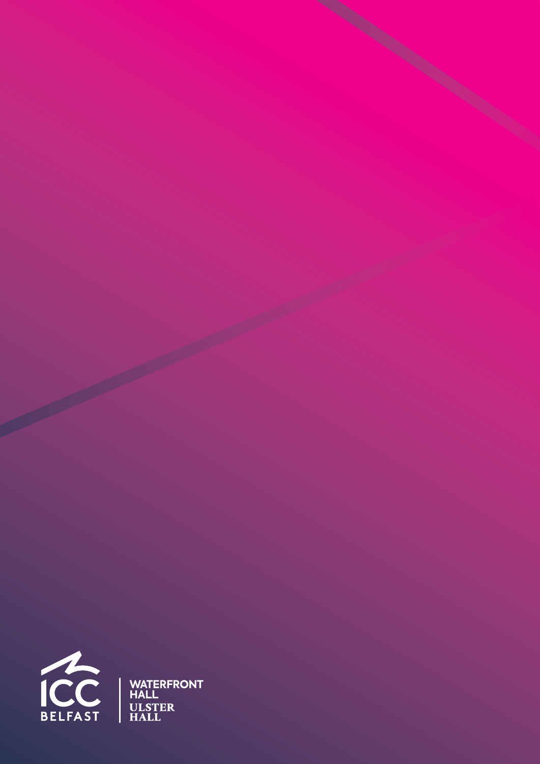ICC BELFAST

WATERFRONT HALL

ULSTER HALL